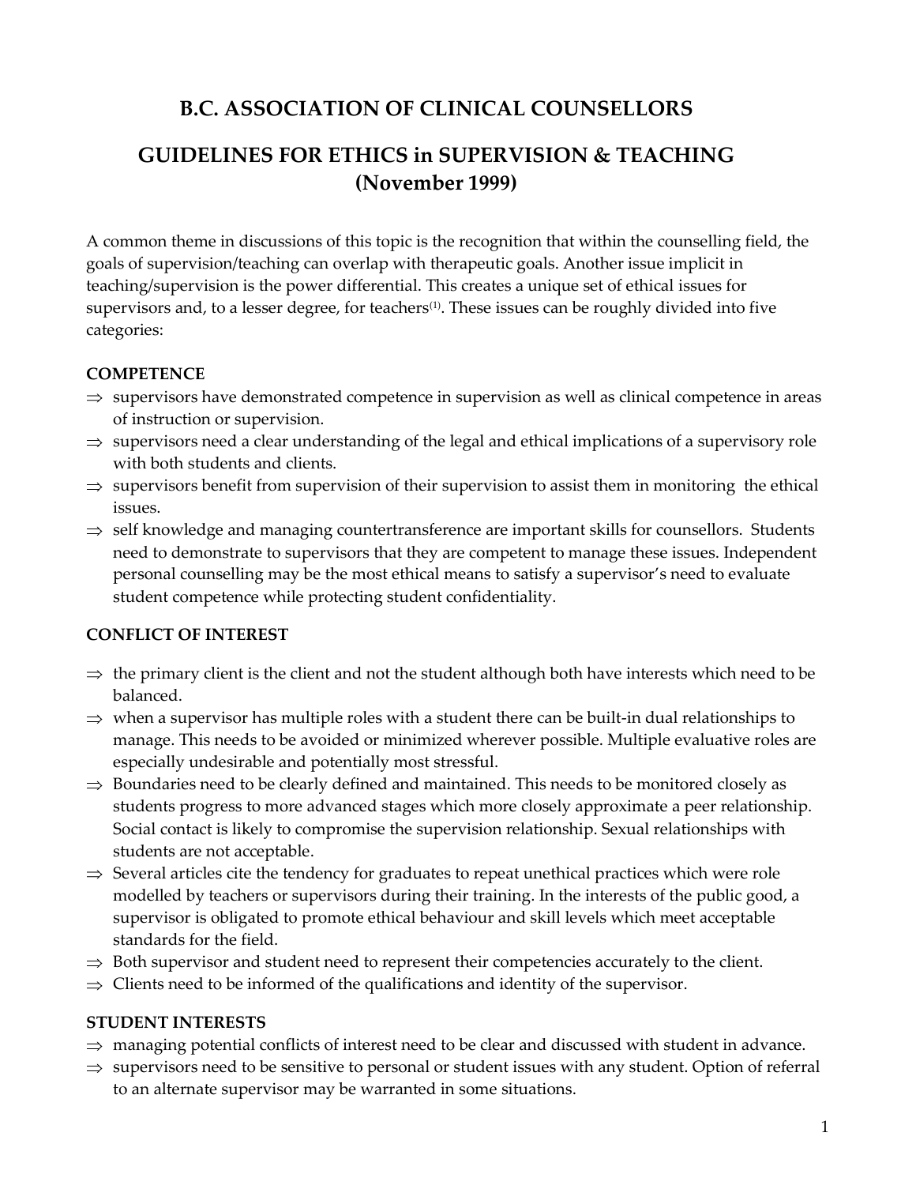# B.C. ASSOCIATION OF CLINICAL COUNSELLORS

## GUIDELINES FOR ETHICS in SUPERVISION & TEACHING (November 1999)

A common theme in discussions of this topic is the recognition that within the counselling field, the goals of supervision/teaching can overlap with therapeutic goals. Another issue implicit in teaching/supervision is the power differential. This creates a unique set of ethical issues for supervisors and, to a lesser degree, for teachers[1]. These issues can be roughly divided into five categories:

**COMPETENCE**

⇒ supervisors have demonstrated competence in supervision as well as clinical competence in areas of instruction or supervision.

⇒ supervisors need a clear understanding of the legal and ethical implications of a supervisory role with both students and clients.

⇒ supervisors benefit from supervision of their supervision to assist them in monitoring the ethical issues.

⇒ self knowledge and managing countertransference are important skills for counsellors. Students need to demonstrate to supervisors that they are competent to manage these issues. Independent personal counselling may be the most ethical means to satisfy a supervisor's need to evaluate student competence while protecting student confidentiality.

**CONFLICT OF INTEREST**

⇒ the primary client is the client and not the student although both have interests which need to be balanced.

⇒ when a supervisor has multiple roles with a student there can be built-in dual relationships to manage. This needs to be avoided or minimized wherever possible. Multiple evaluative roles are especially undesirable and potentially most stressful.

⇒ Boundaries need to be clearly defined and maintained. This needs to be monitored closely as students progress to more advanced stages which more closely approximate a peer relationship. Social contact is likely to compromise the supervision relationship. Sexual relationships with students are not acceptable.

⇒ Several articles cite the tendency for graduates to repeat unethical practices which were role modelled by teachers or supervisors during their training. In the interests of the public good, a supervisor is obligated to promote ethical behaviour and skill levels which meet acceptable standards for the field.

⇒ Both supervisor and student need to represent their competencies accurately to the client.

⇒ Clients need to be informed of the qualifications and identity of the supervisor.

**STUDENT INTERESTS**

⇒ managing potential conflicts of interest need to be clear and discussed with student in advance.

⇒ supervisors need to be sensitive to personal or student issues with any student. Option of referral to an alternate supervisor may be warranted in some situations.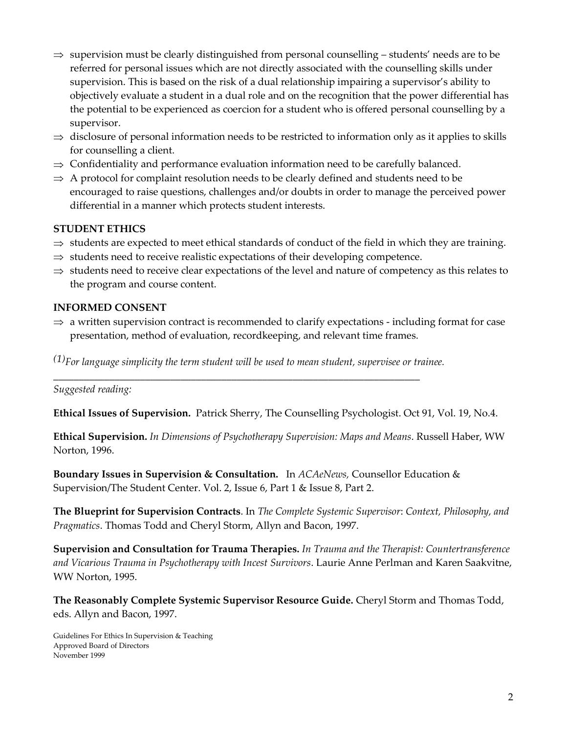- ⇒ supervision must be clearly distinguished from personal counselling – students' needs are to be referred for personal issues which are not directly associated with the counselling skills under supervision. This is based on the risk of a dual relationship impairing a supervisor's ability to objectively evaluate a student in a dual role and on the recognition that the power differential has the potential to be experienced as coercion for a student who is offered personal counselling by a supervisor.
- ⇒ disclosure of personal information needs to be restricted to information only as it applies to skills for counselling a client.
- ⇒ Confidentiality and performance evaluation information need to be carefully balanced.
- ⇒ A protocol for complaint resolution needs to be clearly defined and students need to be encouraged to raise questions, challenges and/or doubts in order to manage the perceived power differential in a manner which protects student interests.

**STUDENT ETHICS**

- ⇒ students are expected to meet ethical standards of conduct of the field in which they are training.
- ⇒ students need to receive realistic expectations of their developing competence.
- ⇒ students need to receive clear expectations of the level and nature of competency as this relates to the program and course content.

**INFORMED CONSENT**

- ⇒ a written supervision contract is recommended to clarify expectations - including format for case presentation, method of evaluation, recordkeeping, and relevant time frames.

*(1)For language simplicity the term student will be used to mean student, supervisee or trainee.*

---

*Suggested reading:*

**Ethical Issues of Supervision.** Patrick Sherry, The Counselling Psychologist. Oct 91, Vol. 19, No.4.

**Ethical Supervision.** *In Dimensions of Psychotherapy Supervision: Maps and Means*. Russell Haber, WW Norton, 1996.

**Boundary Issues in Supervision & Consultation.** In *ACAeNews,* Counsellor Education & Supervision/The Student Center. Vol. 2, Issue 6, Part 1 & Issue 8, Part 2.

**The Blueprint for Supervision Contracts**. In *The Complete Systemic Supervisor*: *Context, Philosophy, and Pragmatics*. Thomas Todd and Cheryl Storm, Allyn and Bacon, 1997.

**Supervision and Consultation for Trauma Therapies.** *In Trauma and the Therapist: Countertransference and Vicarious Trauma in Psychotherapy with Incest Survivors*. Laurie Anne Perlman and Karen Saakvitne, WW Norton, 1995.

**The Reasonably Complete Systemic Supervisor Resource Guide.** Cheryl Storm and Thomas Todd, eds. Allyn and Bacon, 1997.

Guidelines For Ethics In Supervision & Teaching
Approved Board of Directors
November 1999